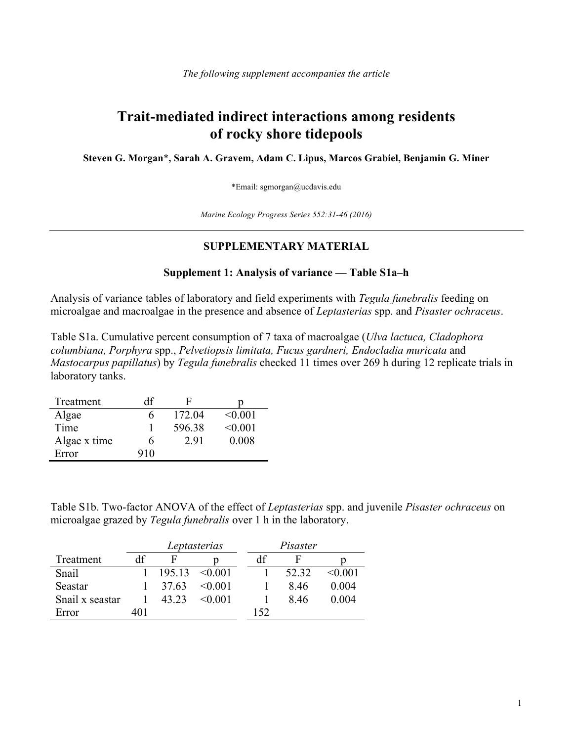*The following supplement accompanies the article*

# Trait-mediated indirect interactions among residents of rocky shore tidepools

**Steven G. Morgan\*, Sarah A. Gravem, Adam C. Lipus, Marcos Grabiel, Benjamin G. Miner**

\*Email: sgmorgan@ucdavis.edu

*Marine Ecology Progress Series 552:31-46 (2016)*

---

## SUPPLEMENTARY MATERIAL

### Supplement 1: Analysis of variance — Table S1a–h

Analysis of variance tables of laboratory and field experiments with *Tegula funebralis* feeding on microalgae and macroalgae in the presence and absence of *Leptasterias* spp. and *Pisaster ochraceus*.

Table S1a. Cumulative percent consumption of 7 taxa of macroalgae (*Ulva lactuca, Cladophora columbiana, Porphyra* spp., *Pelvetiopsis limitata, Fucus gardneri, Endocladia muricata* and *Mastocarpus papillatus*) by *Tegula funebralis* checked 11 times over 269 h during 12 replicate trials in laboratory tanks.

| Treatment | df | F | p |
|---|---|---|---|
| Algae | 6 | 172.04 | <0.001 |
| Time | 1 | 596.38 | <0.001 |
| Algae x time | 6 | 2.91 | 0.008 |
| Error | 910 | | |

Table S1b. Two-factor ANOVA of the effect of *Leptasterias* spp. and juvenile *Pisaster ochraceus* on microalgae grazed by *Tegula funebralis* over 1 h in the laboratory.

| | *Leptasterias* | | | *Pisaster* | | |
|---|---|---|---|---|---|---|
| Treatment | df | F | p | df | F | p |
| Snail | 1 | 195.13 | <0.001 | 1 | 52.32 | <0.001 |
| Seastar | 1 | 37.63 | <0.001 | 1 | 8.46 | 0.004 |
| Snail x seastar | 1 | 43.23 | <0.001 | 1 | 8.46 | 0.004 |
| Error | 401 | | | 152 | | |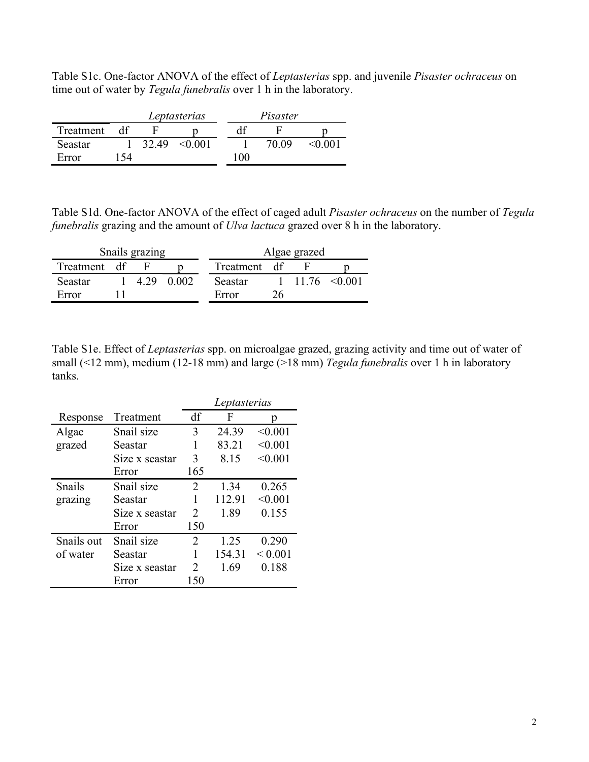Table S1c. One-factor ANOVA of the effect of *Leptasterias* spp. and juvenile *Pisaster ochraceus* on time out of water by *Tegula funebralis* over 1 h in the laboratory.

| | *Leptasterias* | | | *Pisaster* | | |
|---|---|---|---|---|---|---|
| Treatment | df | F | p | df | F | p |
| Seastar | 1 | 32.49 | <0.001 | 1 | 70.09 | <0.001 |
| Error | 154 | | | 100 | | |

Table S1d. One-factor ANOVA of the effect of caged adult *Pisaster ochraceus* on the number of *Tegula funebralis* grazing and the amount of *Ulva lactuca* grazed over 8 h in the laboratory.

| Snails grazing | | | | Algae grazed | | | |
|---|---|---|---|---|---|---|---|
| Treatment | df | F | p | Treatment | df | F | p |
| Seastar | 1 | 4.29 | 0.002 | Seastar | 1 | 11.76 | <0.001 |
| Error | 11 | | | Error | 26 | | |

Table S1e. Effect of *Leptasterias* spp. on microalgae grazed, grazing activity and time out of water of small (<12 mm), medium (12-18 mm) and large (>18 mm) *Tegula funebralis* over 1 h in laboratory tanks.

| | | *Leptasterias* | | |
|---|---|---|---|---|
| Response | Treatment | df | F | p |
| Algae grazed | Snail size | 3 | 24.39 | <0.001 |
| | Seastar | 1 | 83.21 | <0.001 |
| | Size x seastar | 3 | 8.15 | <0.001 |
| | Error | 165 | | |
| Snails grazing | Snail size | 2 | 1.34 | 0.265 |
| | Seastar | 1 | 112.91 | <0.001 |
| | Size x seastar | 2 | 1.89 | 0.155 |
| | Error | 150 | | |
| Snails out of water | Snail size | 2 | 1.25 | 0.290 |
| | Seastar | 1 | 154.31 | < 0.001 |
| | Size x seastar | 2 | 1.69 | 0.188 |
| | Error | 150 | | |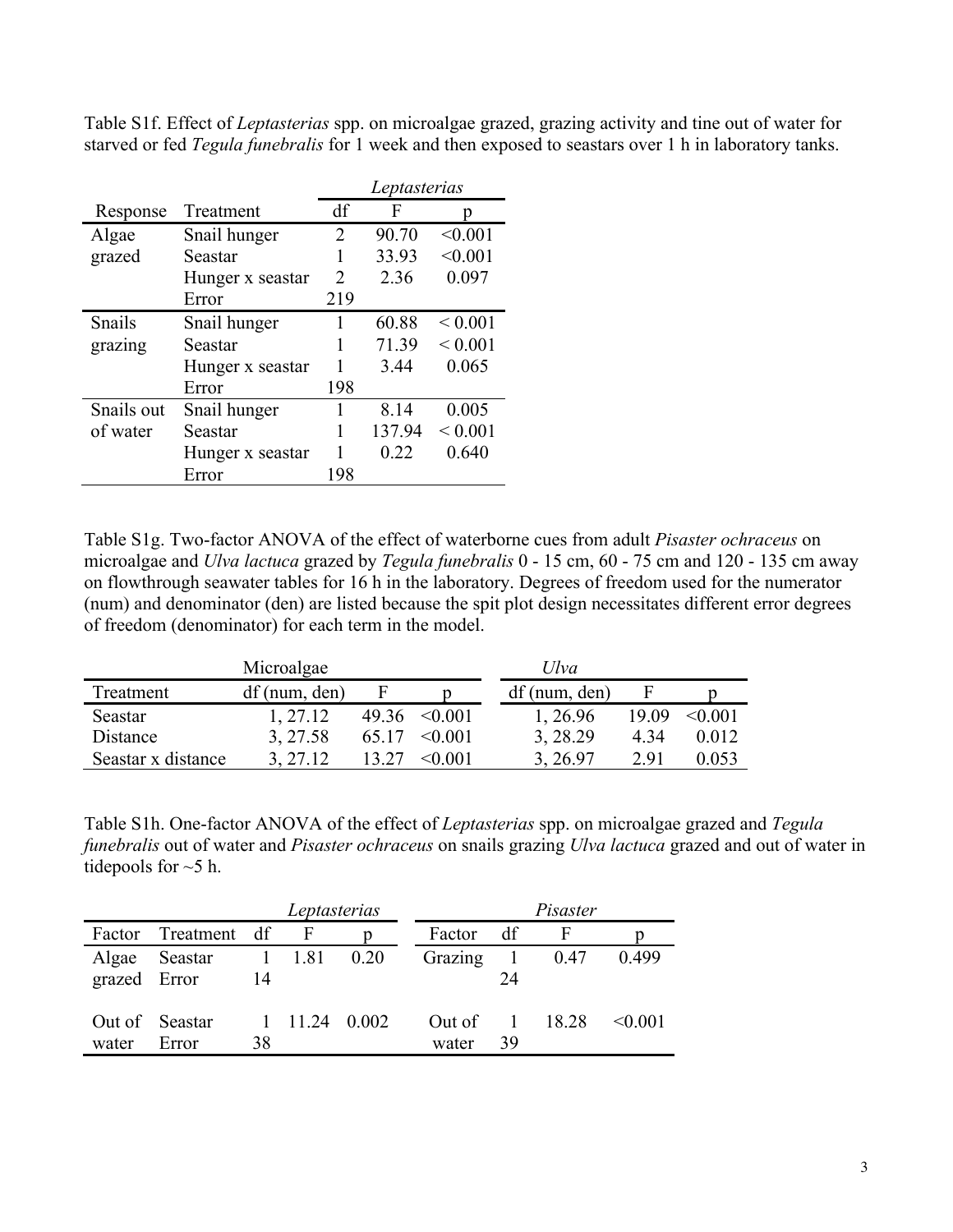Table S1f. Effect of *Leptasterias* spp. on microalgae grazed, grazing activity and tine out of water for starved or fed *Tegula funebralis* for 1 week and then exposed to seastars over 1 h in laboratory tanks.

| | | *Leptasterias* | | |
|---|---|---|---|---|
| Response | Treatment | df | F | p |
| Algae grazed | Snail hunger | 2 | 90.70 | <0.001 |
| | Seastar | 1 | 33.93 | <0.001 |
| | Hunger x seastar | 2 | 2.36 | 0.097 |
| | Error | 219 | | |
| Snails grazing | Snail hunger | 1 | 60.88 | < 0.001 |
| | Seastar | 1 | 71.39 | < 0.001 |
| | Hunger x seastar | 1 | 3.44 | 0.065 |
| | Error | 198 | | |
| Snails out of water | Snail hunger | 1 | 8.14 | 0.005 |
| | Seastar | 1 | 137.94 | < 0.001 |
| | Hunger x seastar | 1 | 0.22 | 0.640 |
| | Error | 198 | | |

Table S1g. Two-factor ANOVA of the effect of waterborne cues from adult *Pisaster ochraceus* on microalgae and *Ulva lactuca* grazed by *Tegula funebralis* 0 - 15 cm, 60 - 75 cm and 120 - 135 cm away on flowthrough seawater tables for 16 h in the laboratory. Degrees of freedom used for the numerator (num) and denominator (den) are listed because the spit plot design necessitates different error degrees of freedom (denominator) for each term in the model.

| | Microalgae | | | *Ulva* | | |
|---|---|---|---|---|---|---|
| Treatment | df (num, den) | F | p | df (num, den) | F | p |
| Seastar | 1, 27.12 | 49.36 | <0.001 | 1, 26.96 | 19.09 | <0.001 |
| Distance | 3, 27.58 | 65.17 | <0.001 | 3, 28.29 | 4.34 | 0.012 |
| Seastar x distance | 3, 27.12 | 13.27 | <0.001 | 3, 26.97 | 2.91 | 0.053 |

Table S1h. One-factor ANOVA of the effect of *Leptasterias* spp. on microalgae grazed and *Tegula funebralis* out of water and *Pisaster ochraceus* on snails grazing *Ulva lactuca* grazed and out of water in tidepools for ~5 h.

| | | *Leptasterias* | | | *Pisaster* | | | |
|---|---|---|---|---|---|---|---|---|
| Factor | Treatment | df | F | p | Factor | df | F | p |
| Algae grazed | Seastar | 1 | 1.81 | 0.20 | Grazing | 1 | 0.47 | 0.499 |
| | Error | 14 | | | | 24 | | |
| Out of water | Seastar | 1 | 11.24 | 0.002 | Out of water | 1 | 18.28 | <0.001 |
| | Error | 38 | | | | 39 | | |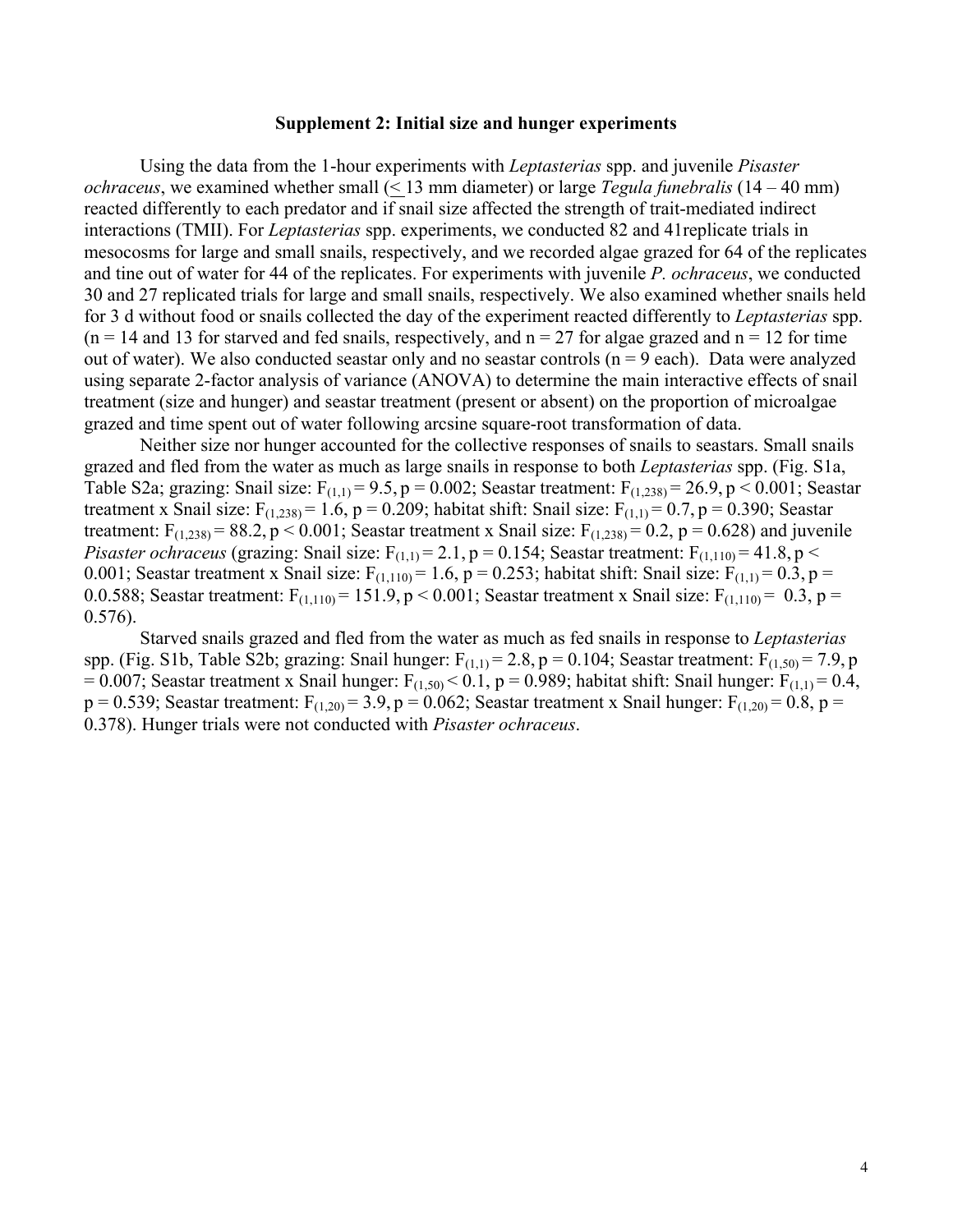**Supplement 2: Initial size and hunger experiments**

Using the data from the 1-hour experiments with *Leptasterias* spp. and juvenile *Pisaster ochraceus*, we examined whether small (< 13 mm diameter) or large *Tegula funebralis* (14 – 40 mm) reacted differently to each predator and if snail size affected the strength of trait-mediated indirect interactions (TMII). For *Leptasterias* spp. experiments, we conducted 82 and 41replicate trials in mesocosms for large and small snails, respectively, and we recorded algae grazed for 64 of the replicates and tine out of water for 44 of the replicates. For experiments with juvenile *P. ochraceus*, we conducted 30 and 27 replicated trials for large and small snails, respectively. We also examined whether snails held for 3 d without food or snails collected the day of the experiment reacted differently to *Leptasterias* spp. (n = 14 and 13 for starved and fed snails, respectively, and n = 27 for algae grazed and n = 12 for time out of water). We also conducted seastar only and no seastar controls (n = 9 each). Data were analyzed using separate 2-factor analysis of variance (ANOVA) to determine the main interactive effects of snail treatment (size and hunger) and seastar treatment (present or absent) on the proportion of microalgae grazed and time spent out of water following arcsine square-root transformation of data.

Neither size nor hunger accounted for the collective responses of snails to seastars. Small snails grazed and fled from the water as much as large snails in response to both *Leptasterias* spp. (Fig. S1a, Table S2a; grazing: Snail size: $F_{(1,1)} = 9.5$, $p = 0.002$; Seastar treatment: $F_{(1,238)} = 26.9$, $p < 0.001$; Seastar treatment x Snail size: $F_{(1,238)} = 1.6$, $p = 0.209$; habitat shift: Snail size: $F_{(1,1)} = 0.7$, $p = 0.390$; Seastar treatment: $F_{(1,238)} = 88.2$, $p < 0.001$; Seastar treatment x Snail size: $F_{(1,238)} = 0.2$, $p = 0.628$) and juvenile *Pisaster ochraceus* (grazing: Snail size: $F_{(1,1)} = 2.1$, $p = 0.154$; Seastar treatment: $F_{(1,110)} = 41.8$, $p < 0.001$; Seastar treatment x Snail size: $F_{(1,110)} = 1.6$, $p = 0.253$; habitat shift: Snail size: $F_{(1,1)} = 0.3$, $p = 0.0.588$; Seastar treatment: $F_{(1,110)} = 151.9$, $p < 0.001$; Seastar treatment x Snail size: $F_{(1,110)} = 0.3$, $p = 0.576$).

Starved snails grazed and fled from the water as much as fed snails in response to *Leptasterias* spp. (Fig. S1b, Table S2b; grazing: Snail hunger: $F_{(1,1)} = 2.8$, $p = 0.104$; Seastar treatment: $F_{(1,50)} = 7.9$, $p = 0.007$; Seastar treatment x Snail hunger: $F_{(1,50)} < 0.1$, $p = 0.989$; habitat shift: Snail hunger: $F_{(1,1)} = 0.4$, $p = 0.539$; Seastar treatment: $F_{(1,20)} = 3.9$, $p = 0.062$; Seastar treatment x Snail hunger: $F_{(1,20)} = 0.8$, $p = 0.378$). Hunger trials were not conducted with *Pisaster ochraceus*.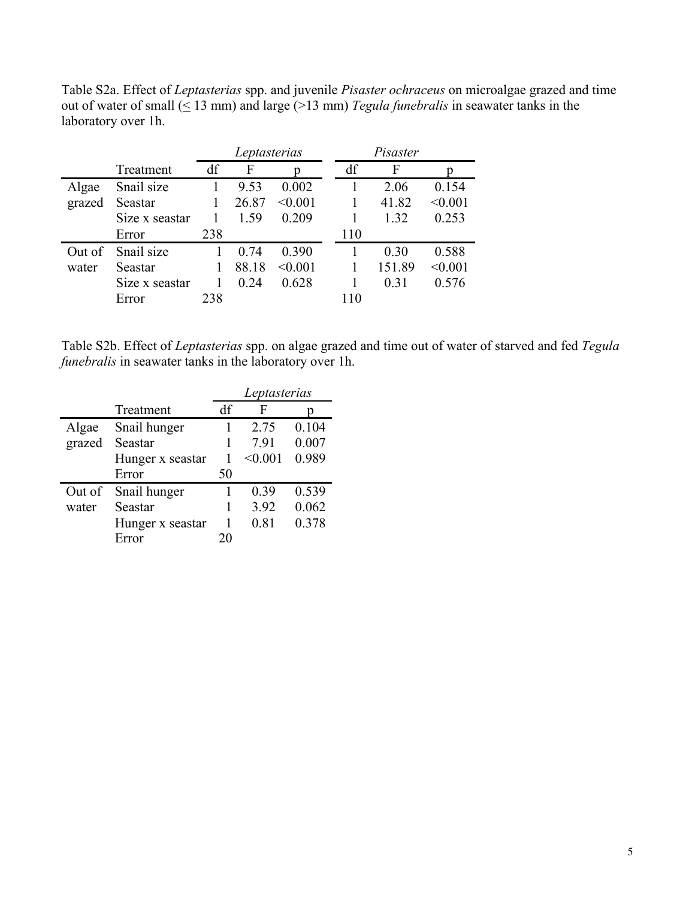Table S2a. Effect of *Leptasterias* spp. and juvenile *Pisaster ochraceus* on microalgae grazed and time out of water of small (≤ 13 mm) and large (>13 mm) *Tegula funebralis* in seawater tanks in the laboratory over 1h.

| | | *Leptasterias* | | | *Pisaster* | | |
|---|---|---|---|---|---|---|---|
| | Treatment | df | F | p | df | F | p |
| Algae grazed | Snail size | 1 | 9.53 | 0.002 | 1 | 2.06 | 0.154 |
| | Seastar | 1 | 26.87 | <0.001 | 1 | 41.82 | <0.001 |
| | Size x seastar | 1 | 1.59 | 0.209 | 1 | 1.32 | 0.253 |
| | Error | 238 | | | 110 | | |
| Out of water | Snail size | 1 | 0.74 | 0.390 | 1 | 0.30 | 0.588 |
| | Seastar | 1 | 88.18 | <0.001 | 1 | 151.89 | <0.001 |
| | Size x seastar | 1 | 0.24 | 0.628 | 1 | 0.31 | 0.576 |
| | Error | 238 | | | 110 | | |

Table S2b. Effect of *Leptasterias* spp. on algae grazed and time out of water of starved and fed *Tegula funebralis* in seawater tanks in the laboratory over 1h.

| | | *Leptasterias* | | |
|---|---|---|---|---|
| | Treatment | df | F | p |
| Algae grazed | Snail hunger | 1 | 2.75 | 0.104 |
| | Seastar | 1 | 7.91 | 0.007 |
| | Hunger x seastar | 1 | <0.001 | 0.989 |
| | Error | 50 | | |
| Out of water | Snail hunger | 1 | 0.39 | 0.539 |
| | Seastar | 1 | 3.92 | 0.062 |
| | Hunger x seastar | 1 | 0.81 | 0.378 |
| | Error | 20 | | |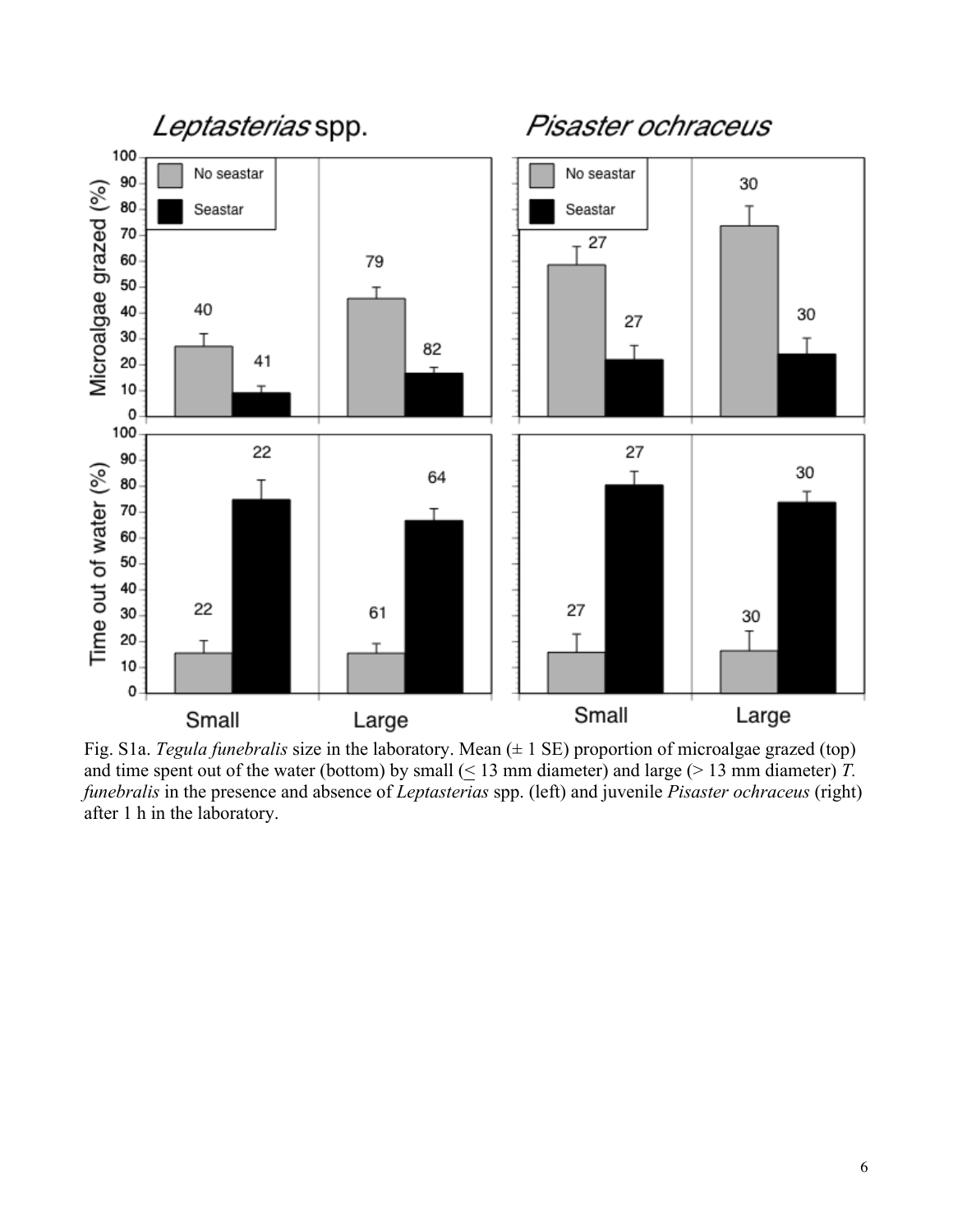Fig. S1a. *Tegula funebralis* size in the laboratory. Mean (± 1 SE) proportion of microalgae grazed (top) and time spent out of the water (bottom) by small (≤ 13 mm diameter) and large (> 13 mm diameter) *T. funebralis* in the presence and absence of *Leptasterias* spp. (left) and juvenile *Pisaster ochraceus* (right) after 1 h in the laboratory.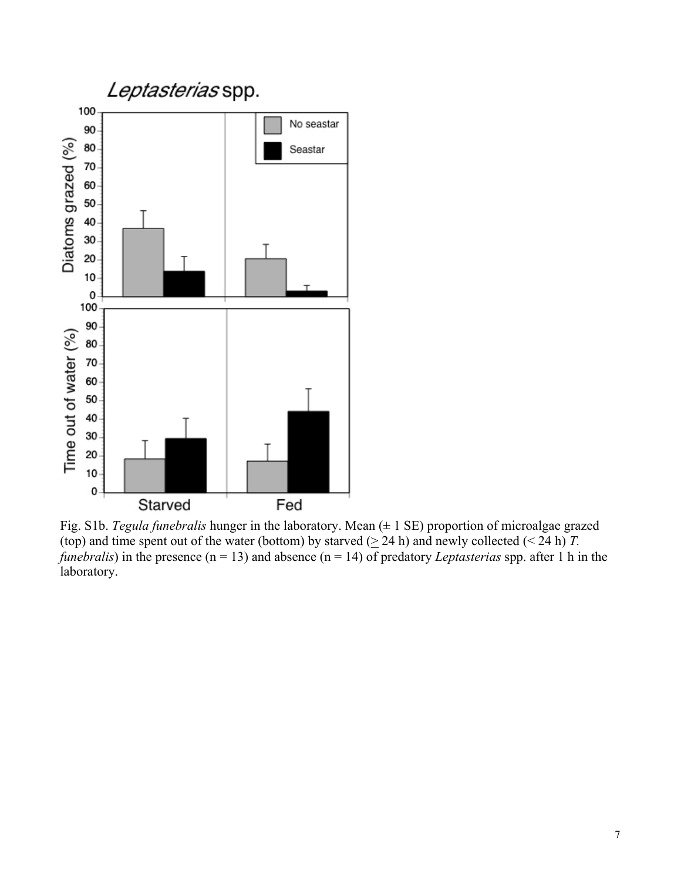*Leptasterias* spp.

Diatoms grazed (%)

100
90
80
70
60
50
40
30
20
10
0

No seastar

Seastar

Time out of water (%)

100
90
80
70
60
50
40
30
20
10
0

Starved

Fed

Fig. S1b. *Tegula funebralis* hunger in the laboratory. Mean (± 1 SE) proportion of microalgae grazed (top) and time spent out of the water (bottom) by starved (≥ 24 h) and newly collected (< 24 h) *T. funebralis*) in the presence (n = 13) and absence (n = 14) of predatory *Leptasterias* spp. after 1 h in the laboratory.